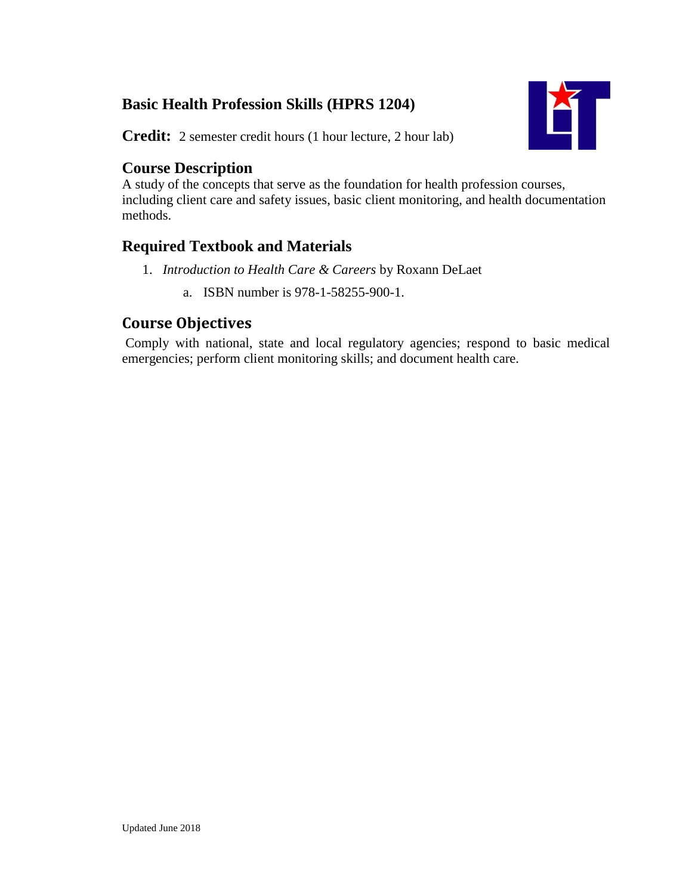# Basic Health Profession Skills (HPRS 1204)

**Credit:** 2 semester credit hours (1 hour lecture, 2 hour lab)

## Course Description

A study of the concepts that serve as the foundation for health profession courses, including client care and safety issues, basic client monitoring, and health documentation methods.

## Required Textbook and Materials

1. *Introduction to Health Care & Careers* by Roxann DeLaet
   a. ISBN number is 978-1-58255-900-1.

## Course Objectives

Comply with national, state and local regulatory agencies; respond to basic medical emergencies; perform client monitoring skills; and document health care.

Updated June 2018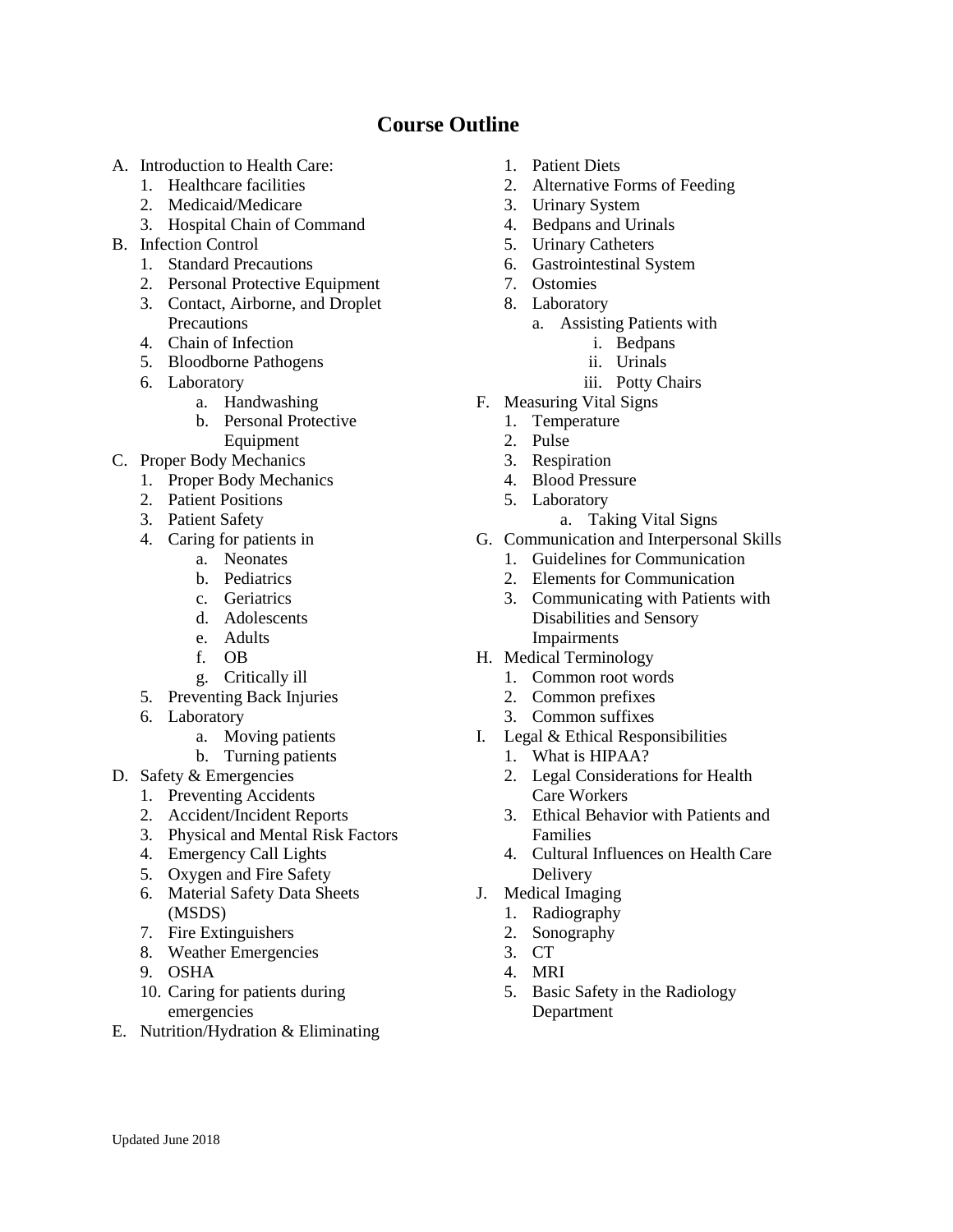# Course Outline

A. Introduction to Health Care:
   1. Healthcare facilities
   2. Medicaid/Medicare
   3. Hospital Chain of Command
B. Infection Control
   1. Standard Precautions
   2. Personal Protective Equipment
   3. Contact, Airborne, and Droplet Precautions
   4. Chain of Infection
   5. Bloodborne Pathogens
   6. Laboratory
      a. Handwashing
      b. Personal Protective Equipment
C. Proper Body Mechanics
   1. Proper Body Mechanics
   2. Patient Positions
   3. Patient Safety
   4. Caring for patients in
      a. Neonates
      b. Pediatrics
      c. Geriatrics
      d. Adolescents
      e. Adults
      f. OB
      g. Critically ill
   5. Preventing Back Injuries
   6. Laboratory
      a. Moving patients
      b. Turning patients
D. Safety & Emergencies
   1. Preventing Accidents
   2. Accident/Incident Reports
   3. Physical and Mental Risk Factors
   4. Emergency Call Lights
   5. Oxygen and Fire Safety
   6. Material Safety Data Sheets (MSDS)
   7. Fire Extinguishers
   8. Weather Emergencies
   9. OSHA
   10. Caring for patients during emergencies
E. Nutrition/Hydration & Eliminating
   1. Patient Diets
   2. Alternative Forms of Feeding
   3. Urinary System
   4. Bedpans and Urinals
   5. Urinary Catheters
   6. Gastrointestinal System
   7. Ostomies
   8. Laboratory
      a. Assisting Patients with
         i. Bedpans
         ii. Urinals
         iii. Potty Chairs
F. Measuring Vital Signs
   1. Temperature
   2. Pulse
   3. Respiration
   4. Blood Pressure
   5. Laboratory
      a. Taking Vital Signs
G. Communication and Interpersonal Skills
   1. Guidelines for Communication
   2. Elements for Communication
   3. Communicating with Patients with Disabilities and Sensory Impairments
H. Medical Terminology
   1. Common root words
   2. Common prefixes
   3. Common suffixes
I. Legal & Ethical Responsibilities
   1. What is HIPAA?
   2. Legal Considerations for Health Care Workers
   3. Ethical Behavior with Patients and Families
   4. Cultural Influences on Health Care Delivery
J. Medical Imaging
   1. Radiography
   2. Sonography
   3. CT
   4. MRI
   5. Basic Safety in the Radiology Department

Updated June 2018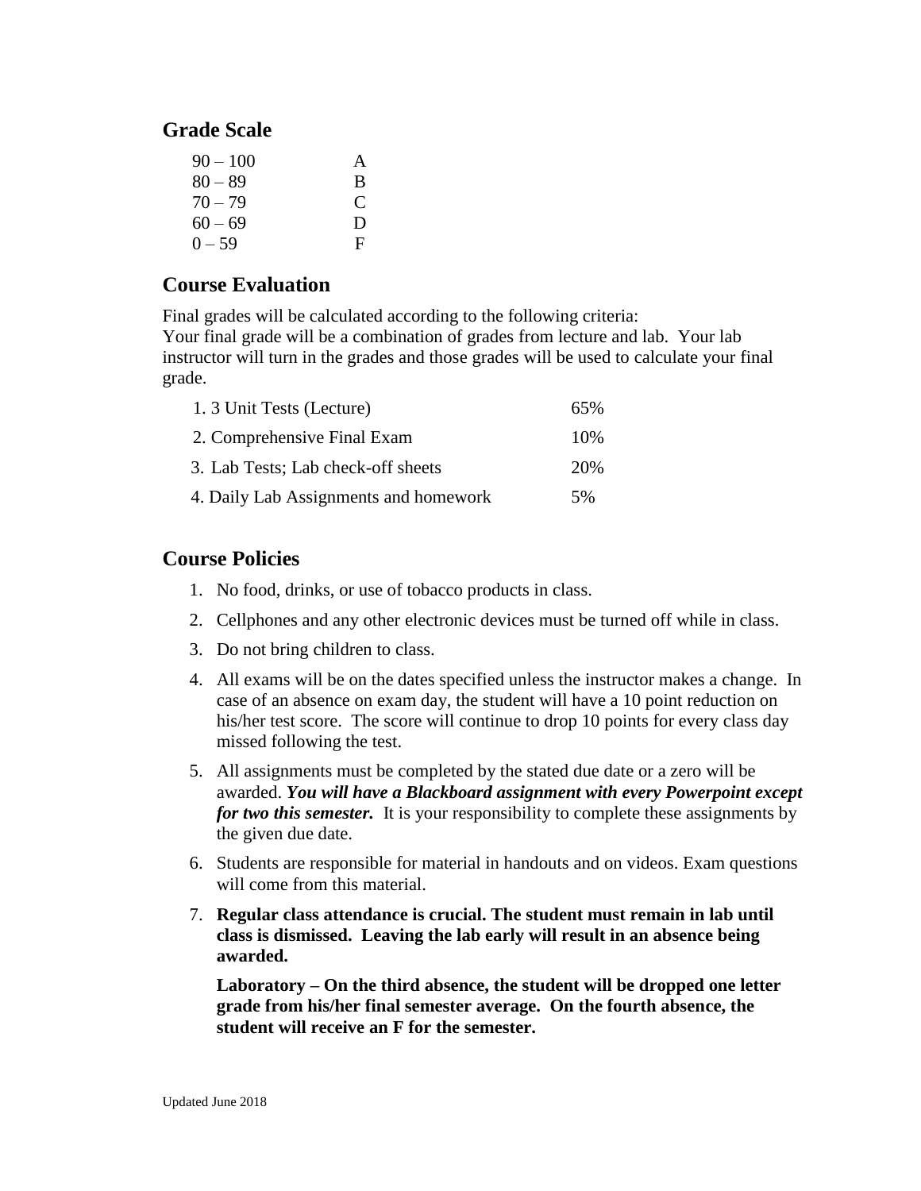## Grade Scale

| | |
|---|---|
| 90 – 100 | A |
| 80 – 89 | B |
| 70 – 79 | C |
| 60 – 69 | D |
| 0 – 59 | F |

## Course Evaluation

Final grades will be calculated according to the following criteria:
Your final grade will be a combination of grades from lecture and lab. Your lab instructor will turn in the grades and those grades will be used to calculate your final grade.

| | |
|---|---|
| 1. 3 Unit Tests (Lecture) | 65% |
| 2. Comprehensive Final Exam | 10% |
| 3. Lab Tests; Lab check-off sheets | 20% |
| 4. Daily Lab Assignments and homework | 5% |

## Course Policies

1. No food, drinks, or use of tobacco products in class.
2. Cellphones and any other electronic devices must be turned off while in class.
3. Do not bring children to class.
4. All exams will be on the dates specified unless the instructor makes a change. In case of an absence on exam day, the student will have a 10 point reduction on his/her test score. The score will continue to drop 10 points for every class day missed following the test.
5. All assignments must be completed by the stated due date or a zero will be awarded. ***You will have a Blackboard assignment with every Powerpoint except for two this semester.*** It is your responsibility to complete these assignments by the given due date.
6. Students are responsible for material in handouts and on videos. Exam questions will come from this material.
7. **Regular class attendance is crucial. The student must remain in lab until class is dismissed. Leaving the lab early will result in an absence being awarded.**

   **Laboratory – On the third absence, the student will be dropped one letter grade from his/her final semester average. On the fourth absence, the student will receive an F for the semester.**

Updated June 2018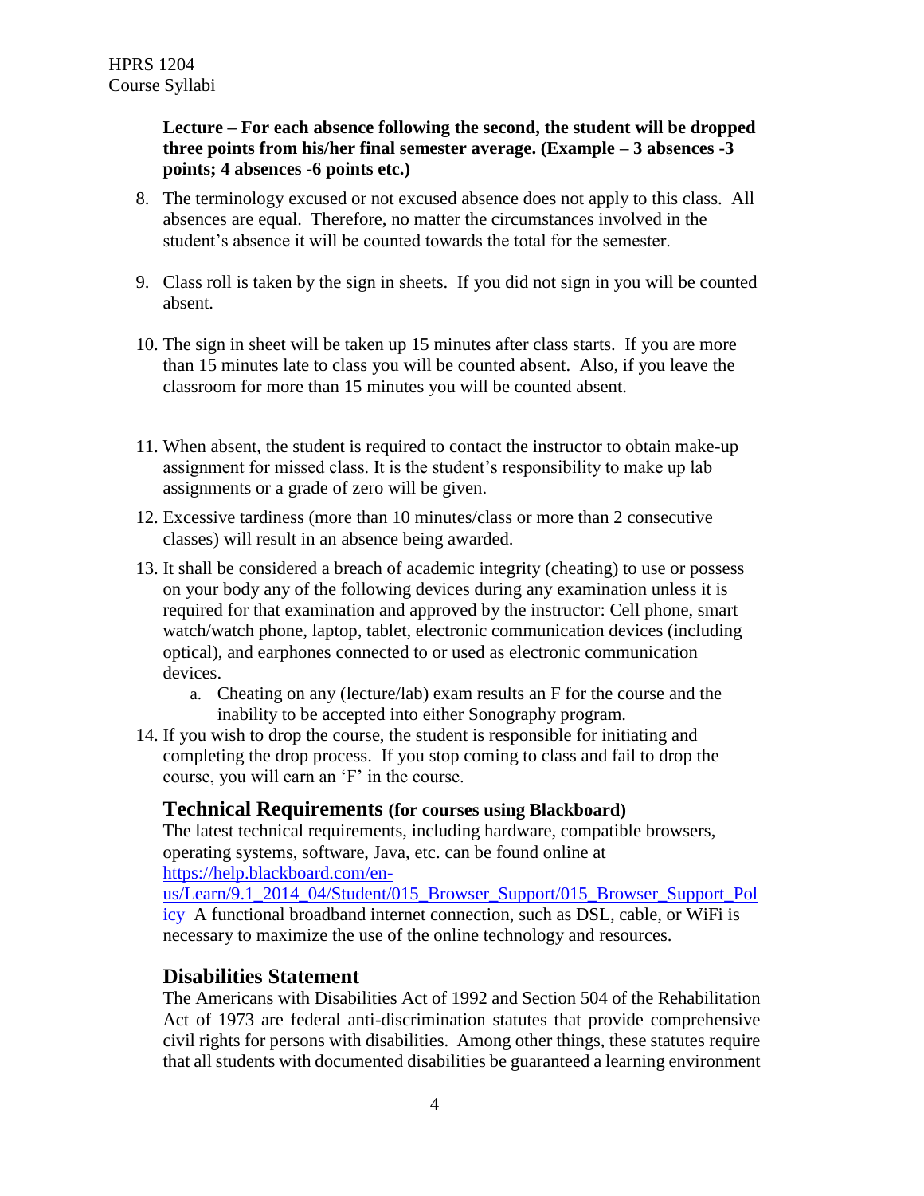**Lecture – For each absence following the second, the student will be dropped three points from his/her final semester average. (Example – 3 absences -3 points; 4 absences -6 points etc.)**

8. The terminology excused or not excused absence does not apply to this class. All absences are equal. Therefore, no matter the circumstances involved in the student's absence it will be counted towards the total for the semester.

9. Class roll is taken by the sign in sheets. If you did not sign in you will be counted absent.

10. The sign in sheet will be taken up 15 minutes after class starts. If you are more than 15 minutes late to class you will be counted absent. Also, if you leave the classroom for more than 15 minutes you will be counted absent.

11. When absent, the student is required to contact the instructor to obtain make-up assignment for missed class. It is the student's responsibility to make up lab assignments or a grade of zero will be given.

12. Excessive tardiness (more than 10 minutes/class or more than 2 consecutive classes) will result in an absence being awarded.

13. It shall be considered a breach of academic integrity (cheating) to use or possess on your body any of the following devices during any examination unless it is required for that examination and approved by the instructor: Cell phone, smart watch/watch phone, laptop, tablet, electronic communication devices (including optical), and earphones connected to or used as electronic communication devices.
    a. Cheating on any (lecture/lab) exam results an F for the course and the inability to be accepted into either Sonography program.

14. If you wish to drop the course, the student is responsible for initiating and completing the drop process. If you stop coming to class and fail to drop the course, you will earn an 'F' in the course.

## Technical Requirements (for courses using Blackboard)

The latest technical requirements, including hardware, compatible browsers, operating systems, software, Java, etc. can be found online at [https://help.blackboard.com/en-us/Learn/9.1_2014_04/Student/015_Browser_Support/015_Browser_Support_Policy](https://help.blackboard.com/en-us/Learn/9.1_2014_04/Student/015_Browser_Support/015_Browser_Support_Policy) A functional broadband internet connection, such as DSL, cable, or WiFi is necessary to maximize the use of the online technology and resources.

## Disabilities Statement

The Americans with Disabilities Act of 1992 and Section 504 of the Rehabilitation Act of 1973 are federal anti-discrimination statutes that provide comprehensive civil rights for persons with disabilities. Among other things, these statutes require that all students with documented disabilities be guaranteed a learning environment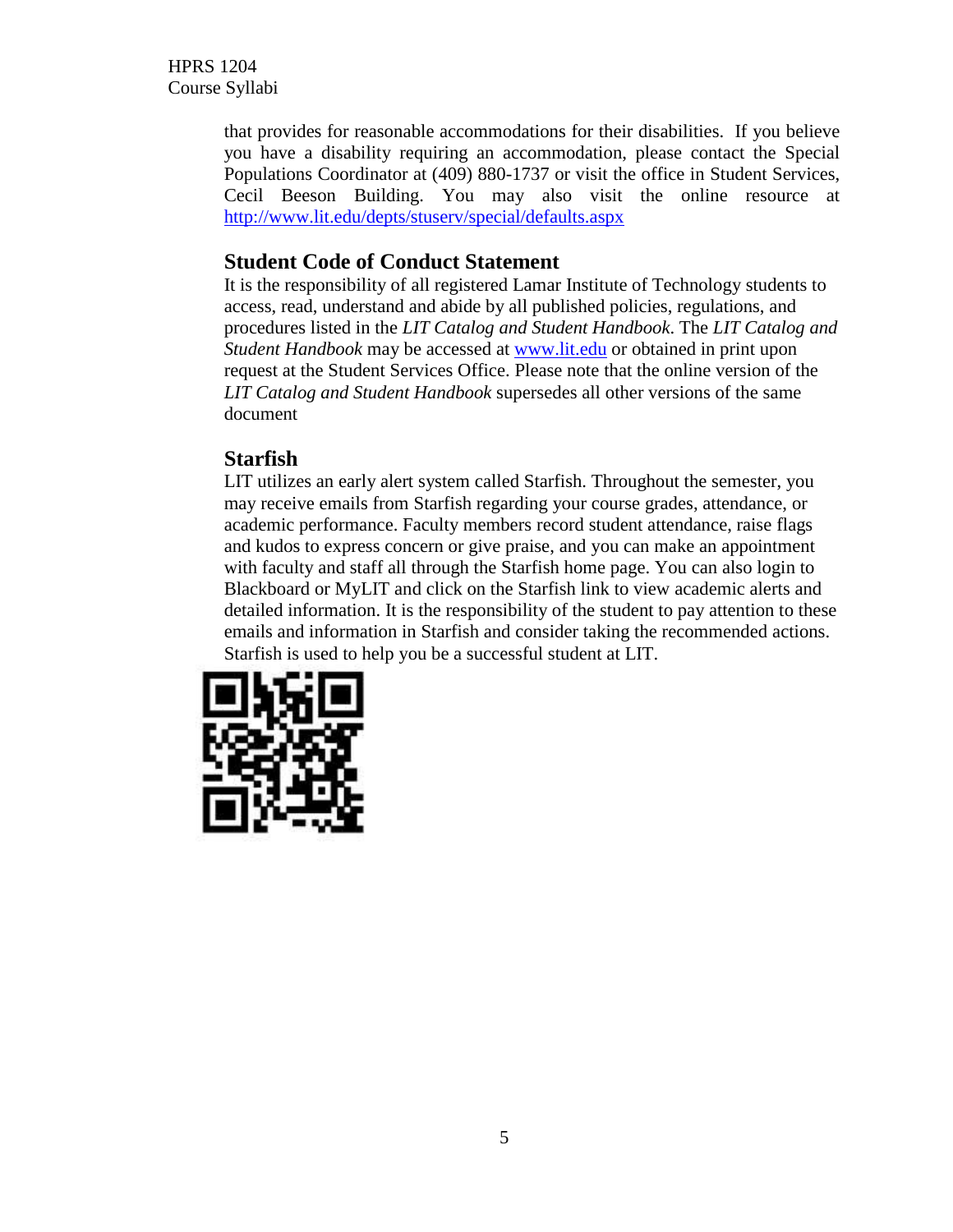that provides for reasonable accommodations for their disabilities. If you believe you have a disability requiring an accommodation, please contact the Special Populations Coordinator at (409) 880-1737 or visit the office in Student Services, Cecil Beeson Building. You may also visit the online resource at http://www.lit.edu/depts/stuserv/special/defaults.aspx

## Student Code of Conduct Statement

It is the responsibility of all registered Lamar Institute of Technology students to access, read, understand and abide by all published policies, regulations, and procedures listed in the *LIT Catalog and Student Handbook*. The *LIT Catalog and Student Handbook* may be accessed at www.lit.edu or obtained in print upon request at the Student Services Office. Please note that the online version of the *LIT Catalog and Student Handbook* supersedes all other versions of the same document

## Starfish

LIT utilizes an early alert system called Starfish. Throughout the semester, you may receive emails from Starfish regarding your course grades, attendance, or academic performance. Faculty members record student attendance, raise flags and kudos to express concern or give praise, and you can make an appointment with faculty and staff all through the Starfish home page. You can also login to Blackboard or MyLIT and click on the Starfish link to view academic alerts and detailed information. It is the responsibility of the student to pay attention to these emails and information in Starfish and consider taking the recommended actions. Starfish is used to help you be a successful student at LIT.